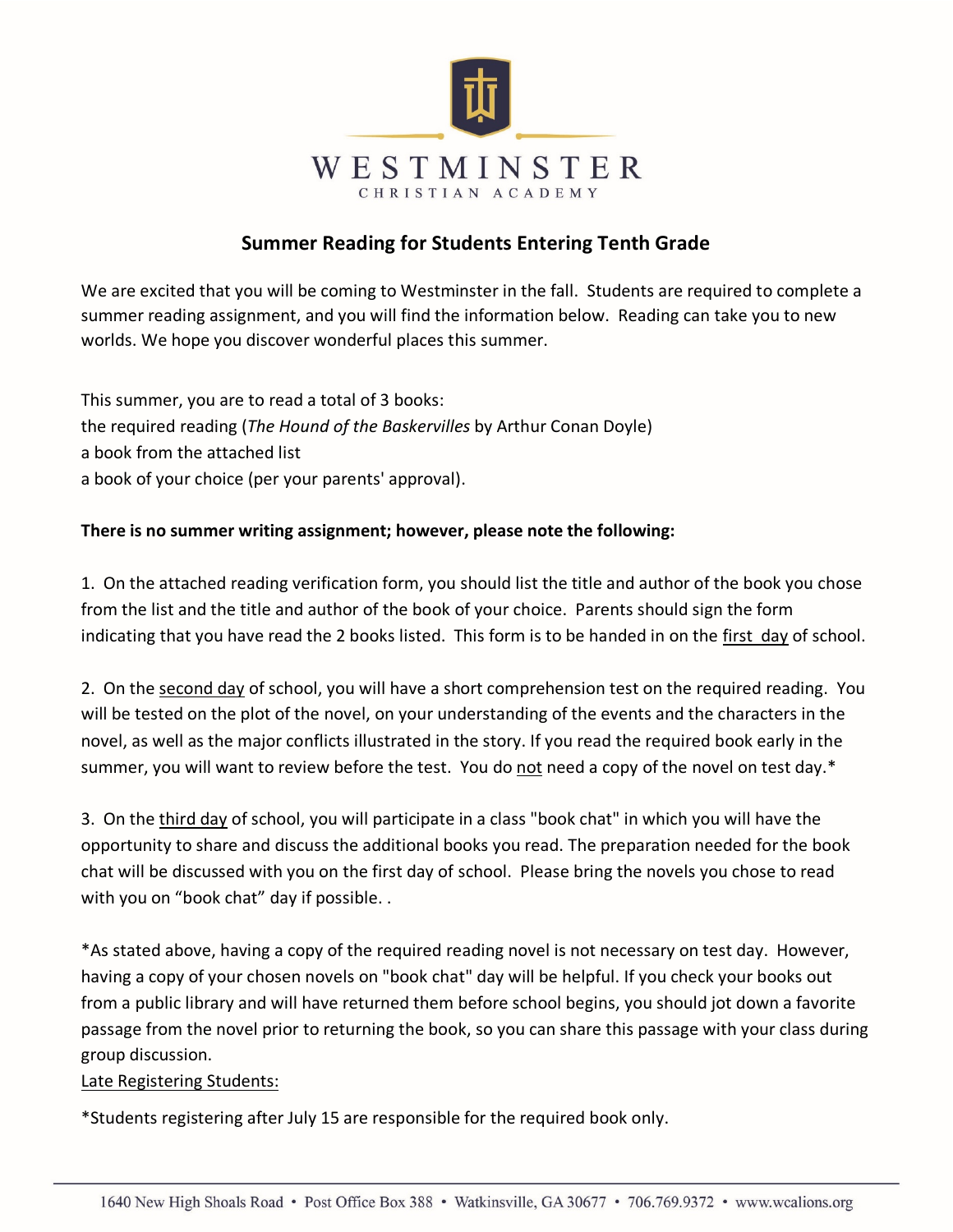WESTMINSTER

CHRISTIAN ACADEMY

## Summer Reading for Students Entering Tenth Grade

We are excited that you will be coming to Westminster in the fall. Students are required to complete a summer reading assignment, and you will find the information below. Reading can take you to new worlds. We hope you discover wonderful places this summer.

This summer, you are to read a total of 3 books:
the required reading (*The Hound of the Baskervilles* by Arthur Conan Doyle)
a book from the attached list
a book of your choice (per your parents' approval).

**There is no summer writing assignment; however, please note the following:**

1. On the attached reading verification form, you should list the title and author of the book you chose from the list and the title and author of the book of your choice. Parents should sign the form indicating that you have read the 2 books listed. This form is to be handed in on the <u>first day</u> of school.

2. On the <u>second day</u> of school, you will have a short comprehension test on the required reading. You will be tested on the plot of the novel, on your understanding of the events and the characters in the novel, as well as the major conflicts illustrated in the story. If you read the required book early in the summer, you will want to review before the test. You do <u>not</u> need a copy of the novel on test day.*

3. On the <u>third day</u> of school, you will participate in a class "book chat" in which you will have the opportunity to share and discuss the additional books you read. The preparation needed for the book chat will be discussed with you on the first day of school. Please bring the novels you chose to read with you on "book chat" day if possible. .

*As stated above, having a copy of the required reading novel is not necessary on test day. However, having a copy of your chosen novels on "book chat" day will be helpful. If you check your books out from a public library and will have returned them before school begins, you should jot down a favorite passage from the novel prior to returning the book, so you can share this passage with your class during group discussion.

<u>Late Registering Students:</u>

*Students registering after July 15 are responsible for the required book only.

1640 New High Shoals Road • Post Office Box 388 • Watkinsville, GA 30677 • 706.769.9372 • www.wcalions.org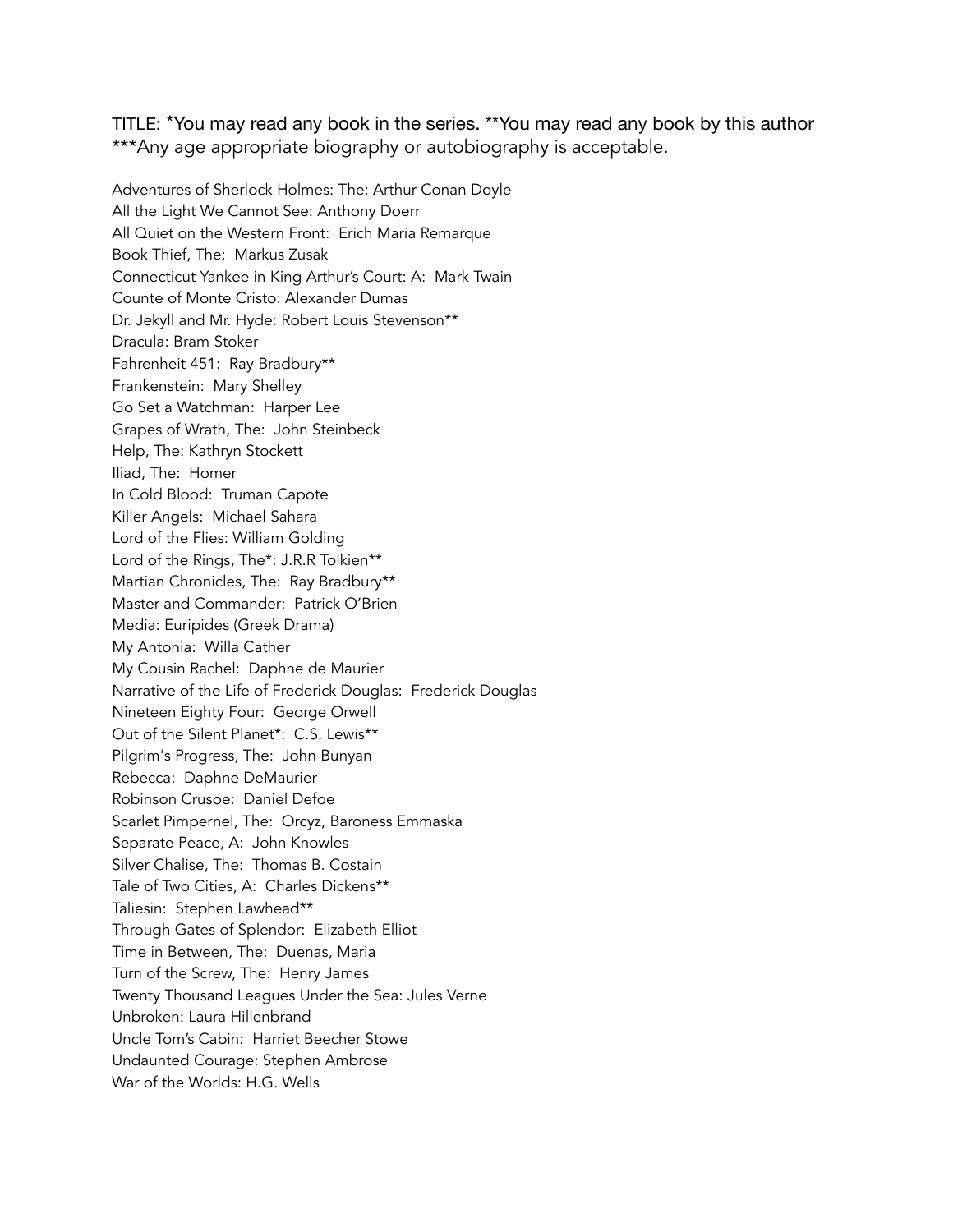TITLE: *You may read any book in the series. **You may read any book by this author ***Any age appropriate biography or autobiography is acceptable.

Adventures of Sherlock Holmes: The: Arthur Conan Doyle
All the Light We Cannot See: Anthony Doerr
All Quiet on the Western Front: Erich Maria Remarque
Book Thief, The: Markus Zusak
Connecticut Yankee in King Arthur's Court: A: Mark Twain
Counte of Monte Cristo: Alexander Dumas
Dr. Jekyll and Mr. Hyde: Robert Louis Stevenson**
Dracula: Bram Stoker
Fahrenheit 451: Ray Bradbury**
Frankenstein: Mary Shelley
Go Set a Watchman: Harper Lee
Grapes of Wrath, The: John Steinbeck
Help, The: Kathryn Stockett
Iliad, The: Homer
In Cold Blood: Truman Capote
Killer Angels: Michael Sahara
Lord of the Flies: William Golding
Lord of the Rings, The*: J.R.R Tolkien**
Martian Chronicles, The: Ray Bradbury**
Master and Commander: Patrick O'Brien
Media: Euripides (Greek Drama)
My Antonia: Willa Cather
My Cousin Rachel: Daphne de Maurier
Narrative of the Life of Frederick Douglas: Frederick Douglas
Nineteen Eighty Four: George Orwell
Out of the Silent Planet*: C.S. Lewis**
Pilgrim's Progress, The: John Bunyan
Rebecca: Daphne DeMaurier
Robinson Crusoe: Daniel Defoe
Scarlet Pimpernel, The: Orcyz, Baroness Emmaska
Separate Peace, A: John Knowles
Silver Chalise, The: Thomas B. Costain
Tale of Two Cities, A: Charles Dickens**
Taliesin: Stephen Lawhead**
Through Gates of Splendor: Elizabeth Elliot
Time in Between, The: Duenas, Maria
Turn of the Screw, The: Henry James
Twenty Thousand Leagues Under the Sea: Jules Verne
Unbroken: Laura Hillenbrand
Uncle Tom's Cabin: Harriet Beecher Stowe
Undaunted Courage: Stephen Ambrose
War of the Worlds: H.G. Wells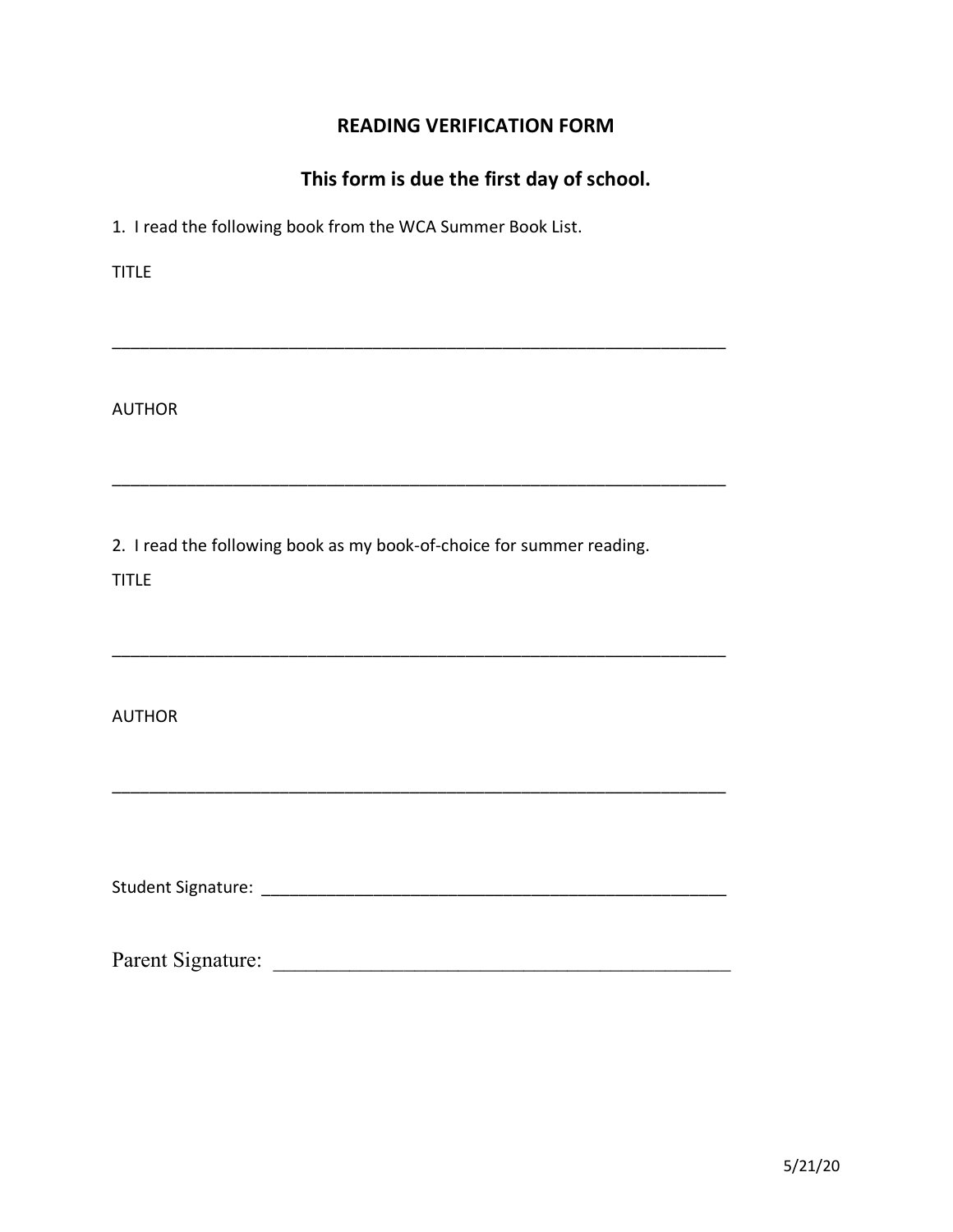## READING VERIFICATION FORM

## This form is due the first day of school.

1. I read the following book from the WCA Summer Book List.

TITLE

______________________________________________________________________

AUTHOR

______________________________________________________________________

2. I read the following book as my book-of-choice for summer reading.

TITLE

______________________________________________________________________

AUTHOR

______________________________________________________________________

Student Signature: ____________________________________________________

Parent Signature: ____________________________________________________

5/21/20